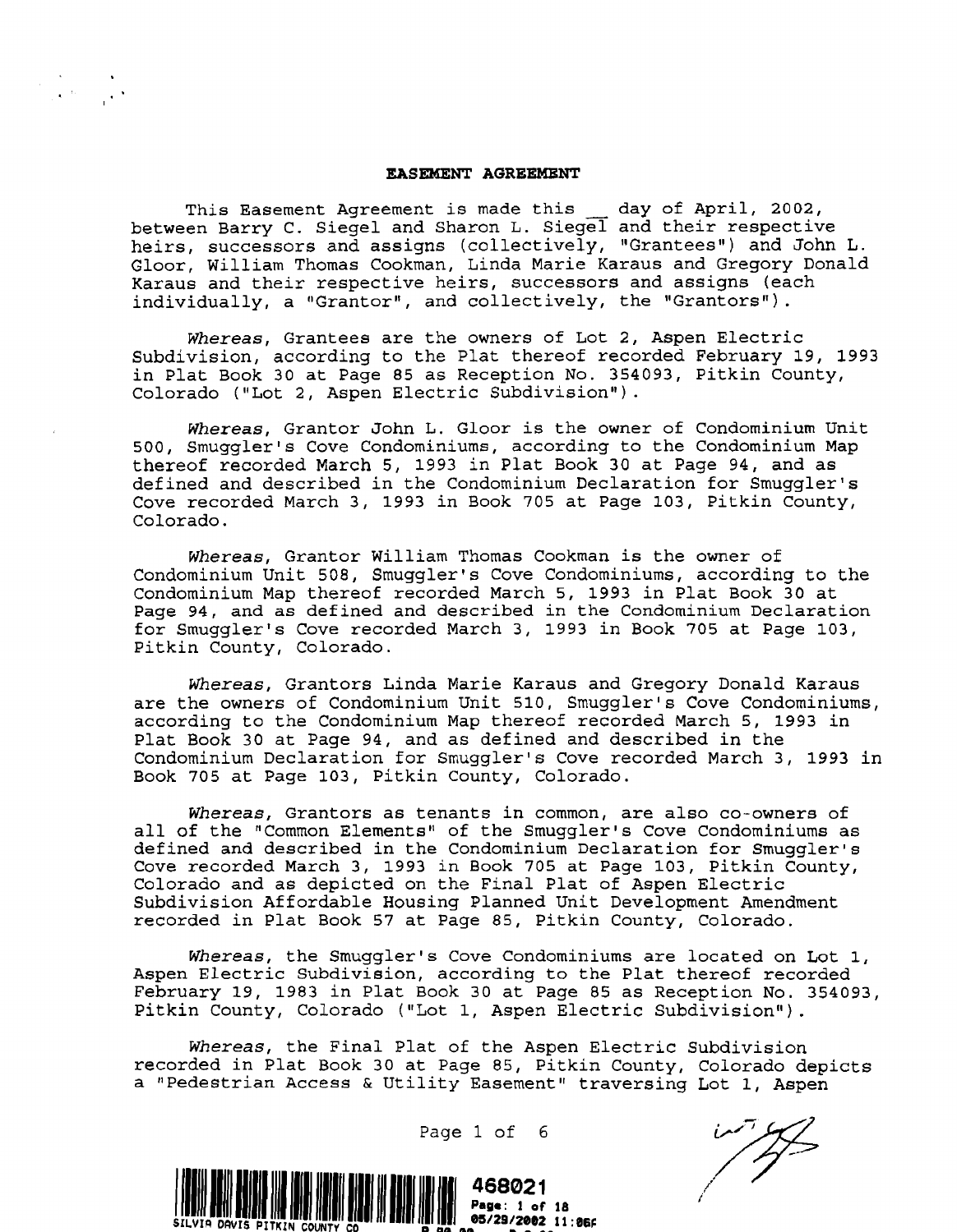# EASEMENT AGREEMENT

This Easement Agreement is made this __ day of April, 2002, between Barry C. Siegel and Sharon L. Siegel and their respective heirs, successors and assigns (collectively, "Grantees") and John L. Gloor, William Thomas Cookman, Linda Marie Karaus and Gregory Donald Karaus and their respective heirs, successors and assigns (each individually, a "Grantor", and collectively, the "Grantors").

*Whereas*, Grantees are the owners of Lot 2, Aspen Electric Subdivision, according to the Plat thereof recorded February 19, 1993 in Plat Book 30 at Page 85 as Reception No. 354093, Pitkin County, Colorado ("Lot 2, Aspen Electric Subdivision").

*Whereas*, Grantor John L. Gloor is the owner of Condominium Unit 500, Smuggler's Cove Condominiums, according to the Condominium Map thereof recorded March 5, 1993 in Plat Book 30 at Page 94, and as defined and described in the Condominium Declaration for Smuggler's Cove recorded March 3, 1993 in Book 705 at Page 103, Pitkin County, Colorado.

*Whereas*, Grantor William Thomas Cookman is the owner of Condominium Unit 508, Smuggler's Cove Condominiums, according to the Condominium Map thereof recorded March 5, 1993 in Plat Book 30 at Page 94, and as defined and described in the Condominium Declaration for Smuggler's Cove recorded March 3, 1993 in Book 705 at Page 103, Pitkin County, Colorado.

*Whereas*, Grantors Linda Marie Karaus and Gregory Donald Karaus are the owners of Condominium Unit 510, Smuggler's Cove Condominiums, according to the Condominium Map thereof recorded March 5, 1993 in Plat Book 30 at Page 94, and as defined and described in the Condominium Declaration for Smuggler's Cove recorded March 3, 1993 in Book 705 at Page 103, Pitkin County, Colorado.

*Whereas*, Grantors as tenants in common, are also co-owners of all of the "Common Elements" of the Smuggler's Cove Condominiums as defined and described in the Condominium Declaration for Smuggler's Cove recorded March 3, 1993 in Book 705 at Page 103, Pitkin County, Colorado and as depicted on the Final Plat of Aspen Electric Subdivision Affordable Housing Planned Unit Development Amendment recorded in Plat Book 57 at Page 85, Pitkin County, Colorado.

*Whereas*, the Smuggler's Cove Condominiums are located on Lot 1, Aspen Electric Subdivision, according to the Plat thereof recorded February 19, 1983 in Plat Book 30 at Page 85 as Reception No. 354093, Pitkin County, Colorado ("Lot 1, Aspen Electric Subdivision").

*Whereas*, the Final Plat of the Aspen Electric Subdivision recorded in Plat Book 30 at Page 85, Pitkin County, Colorado depicts a "Pedestrian Access & Utility Easement" traversing Lot 1, Aspen

468021
Page: 1 of 18
05/29/2002 11:06A
SILVIA DAVIS PITKIN COUNTY CO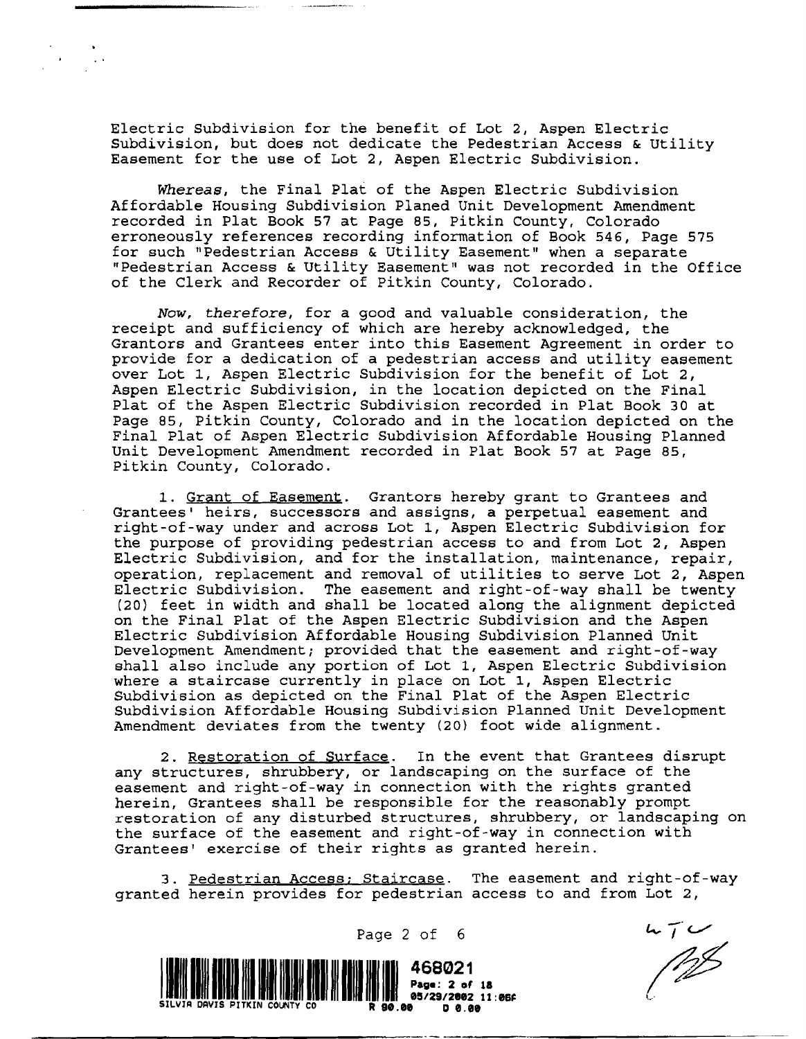Electric Subdivision for the benefit of Lot 2, Aspen Electric Subdivision, but does not dedicate the Pedestrian Access & Utility Easement for the use of Lot 2, Aspen Electric Subdivision.

*Whereas*, the Final Plat of the Aspen Electric Subdivision Affordable Housing Subdivision Planed Unit Development Amendment recorded in Plat Book 57 at Page 85, Pitkin County, Colorado erroneously references recording information of Book 546, Page 575 for such "Pedestrian Access & Utility Easement" when a separate "Pedestrian Access & Utility Easement" was not recorded in the Office of the Clerk and Recorder of Pitkin County, Colorado.

*Now, therefore*, for a good and valuable consideration, the receipt and sufficiency of which are hereby acknowledged, the Grantors and Grantees enter into this Easement Agreement in order to provide for a dedication of a pedestrian access and utility easement over Lot 1, Aspen Electric Subdivision for the benefit of Lot 2, Aspen Electric Subdivision, in the location depicted on the Final Plat of the Aspen Electric Subdivision recorded in Plat Book 30 at Page 85, Pitkin County, Colorado and in the location depicted on the Final Plat of Aspen Electric Subdivision Affordable Housing Planned Unit Development Amendment recorded in Plat Book 57 at Page 85, Pitkin County, Colorado.

1. Grant of Easement. Grantors hereby grant to Grantees and Grantees' heirs, successors and assigns, a perpetual easement and right-of-way under and across Lot 1, Aspen Electric Subdivision for the purpose of providing pedestrian access to and from Lot 2, Aspen Electric Subdivision, and for the installation, maintenance, repair, operation, replacement and removal of utilities to serve Lot 2, Aspen Electric Subdivision. The easement and right-of-way shall be twenty (20) feet in width and shall be located along the alignment depicted on the Final Plat of the Aspen Electric Subdivision and the Aspen Electric Subdivision Affordable Housing Subdivision Planned Unit Development Amendment; provided that the easement and right-of-way shall also include any portion of Lot 1, Aspen Electric Subdivision where a staircase currently in place on Lot 1, Aspen Electric Subdivision as depicted on the Final Plat of the Aspen Electric Subdivision Affordable Housing Subdivision Planned Unit Development Amendment deviates from the twenty (20) foot wide alignment.

2. Restoration of Surface. In the event that Grantees disrupt any structures, shrubbery, or landscaping on the surface of the easement and right-of-way in connection with the rights granted herein, Grantees shall be responsible for the reasonably prompt restoration of any disturbed structures, shrubbery, or landscaping on the surface of the easement and right-of-way in connection with Grantees' exercise of their rights as granted herein.

3. Pedestrian Access; Staircase. The easement and right-of-way granted herein provides for pedestrian access to and from Lot 2,

468021
Page: 2 of 18
05/29/2002 11:06A
SILVIA DAVIS PITKIN COUNTY CO R 90.00 D 0.00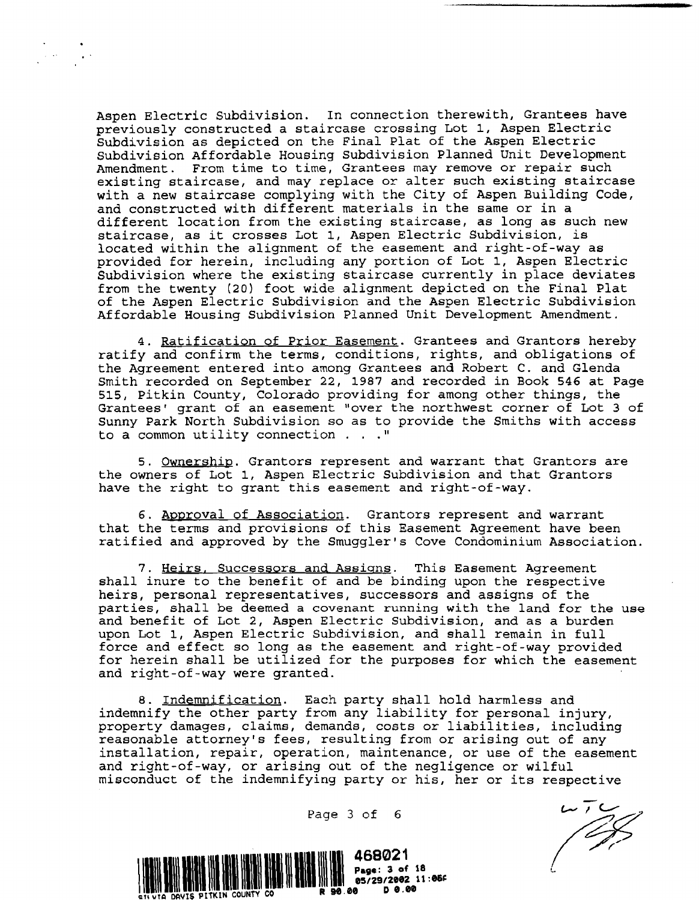Aspen Electric Subdivision. In connection therewith, Grantees have previously constructed a staircase crossing Lot 1, Aspen Electric Subdivision as depicted on the Final Plat of the Aspen Electric Subdivision Affordable Housing Subdivision Planned Unit Development Amendment. From time to time, Grantees may remove or repair such existing staircase, and may replace or alter such existing staircase with a new staircase complying with the City of Aspen Building Code, and constructed with different materials in the same or in a different location from the existing staircase, as long as such new staircase, as it crosses Lot 1, Aspen Electric Subdivision, is located within the alignment of the easement and right-of-way as provided for herein, including any portion of Lot 1, Aspen Electric Subdivision where the existing staircase currently in place deviates from the twenty (20) foot wide alignment depicted on the Final Plat of the Aspen Electric Subdivision and the Aspen Electric Subdivision Affordable Housing Subdivision Planned Unit Development Amendment.

4. Ratification of Prior Easement. Grantees and Grantors hereby ratify and confirm the terms, conditions, rights, and obligations of the Agreement entered into among Grantees and Robert C. and Glenda Smith recorded on September 22, 1987 and recorded in Book 546 at Page 515, Pitkin County, Colorado providing for among other things, the Grantees' grant of an easement "over the northwest corner of Lot 3 of Sunny Park North Subdivision so as to provide the Smiths with access to a common utility connection . . ."

5. Ownership. Grantors represent and warrant that Grantors are the owners of Lot 1, Aspen Electric Subdivision and that Grantors have the right to grant this easement and right-of-way.

6. Approval of Association. Grantors represent and warrant that the terms and provisions of this Easement Agreement have been ratified and approved by the Smuggler's Cove Condominium Association.

7. Heirs, Successors and Assigns. This Easement Agreement shall inure to the benefit of and be binding upon the respective heirs, personal representatives, successors and assigns of the parties, shall be deemed a covenant running with the land for the use and benefit of Lot 2, Aspen Electric Subdivision, and as a burden upon Lot 1, Aspen Electric Subdivision, and shall remain in full force and effect so long as the easement and right-of-way provided for herein shall be utilized for the purposes for which the easement and right-of-way were granted.

8. Indemnification. Each party shall hold harmless and indemnify the other party from any liability for personal injury, property damages, claims, demands, costs or liabilities, including reasonable attorney's fees, resulting from or arising out of any installation, repair, operation, maintenance, or use of the easement and right-of-way, or arising out of the negligence or wilful misconduct of the indemnifying party or his, her or its respective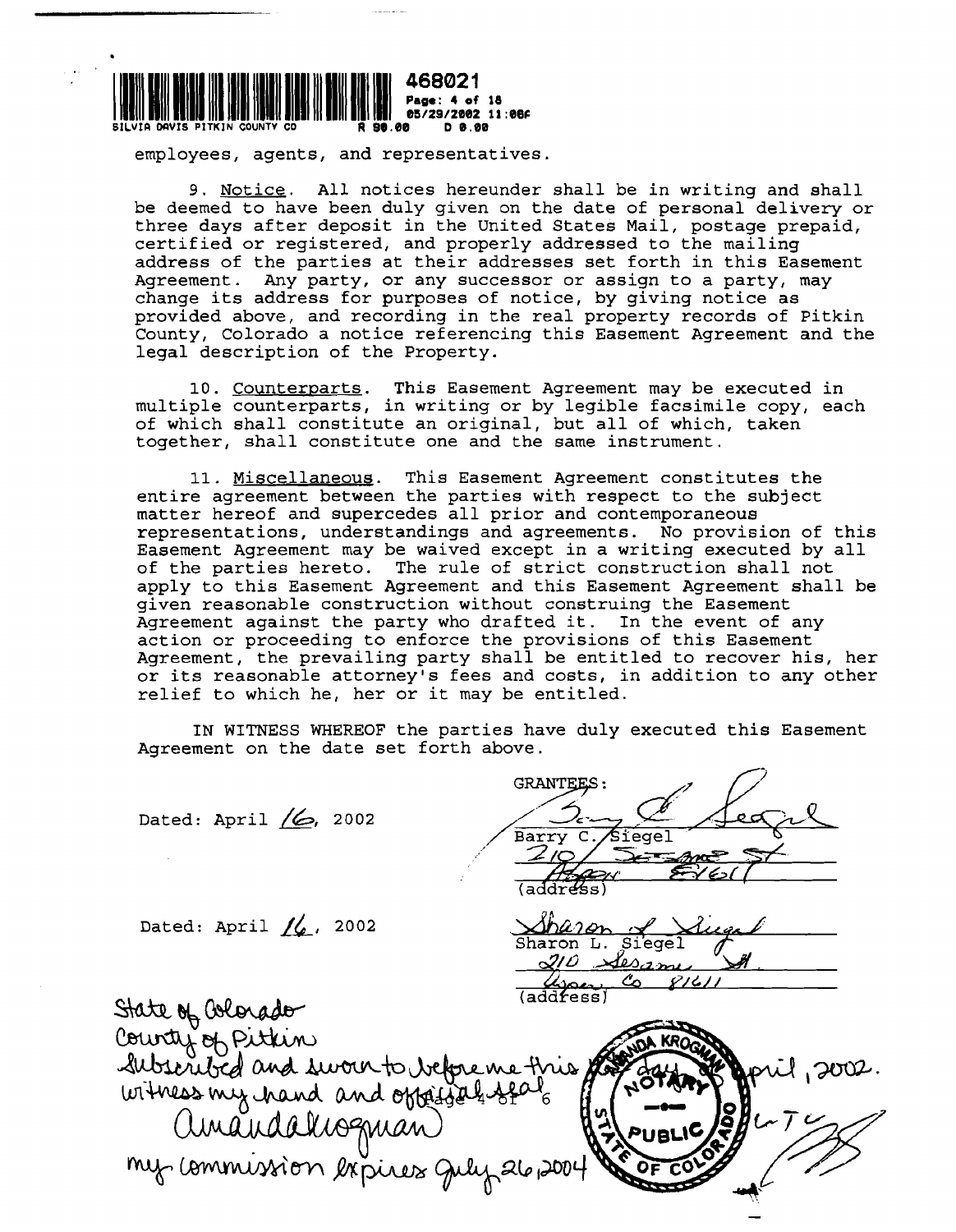employees, agents, and representatives.

9. Notice. All notices hereunder shall be in writing and shall be deemed to have been duly given on the date of personal delivery or three days after deposit in the United States Mail, postage prepaid, certified or registered, and properly addressed to the mailing address of the parties at their addresses set forth in this Easement Agreement. Any party, or any successor or assign to a party, may change its address for purposes of notice, by giving notice as provided above, and recording in the real property records of Pitkin County, Colorado a notice referencing this Easement Agreement and the legal description of the Property.

10. Counterparts. This Easement Agreement may be executed in multiple counterparts, in writing or by legible facsimile copy, each of which shall constitute an original, but all of which, taken together, shall constitute one and the same instrument.

11. Miscellaneous. This Easement Agreement constitutes the entire agreement between the parties with respect to the subject matter hereof and supercedes all prior and contemporaneous representations, understandings and agreements. No provision of this Easement Agreement may be waived except in a writing executed by all of the parties hereto. The rule of strict construction shall not apply to this Easement Agreement and this Easement Agreement shall be given reasonable construction without construing the Easement Agreement against the party who drafted it. In the event of any action or proceeding to enforce the provisions of this Easement Agreement, the prevailing party shall be entitled to recover his, her or its reasonable attorney's fees and costs, in addition to any other relief to which he, her or it may be entitled.

IN WITNESS WHEREOF the parties have duly executed this Easement Agreement on the date set forth above.

GRANTEES:

Dated: April 16, 2002

Barry C. Siegel
210 Sesame St
Aspen 81611
(address)

Dated: April 16, 2002

Sharon L. Siegel
210 Sesame St.
Aspen, Co 81611
(address)

State of Colorado
County of Pitkin
Subscribed and sworn to before me this 16 day of April, 2002.
witness my hand and official seal
Amanda Krogman
my commission expires July 26, 2004

AMANDA KROGMAN NOTARY PUBLIC STATE OF COLORADO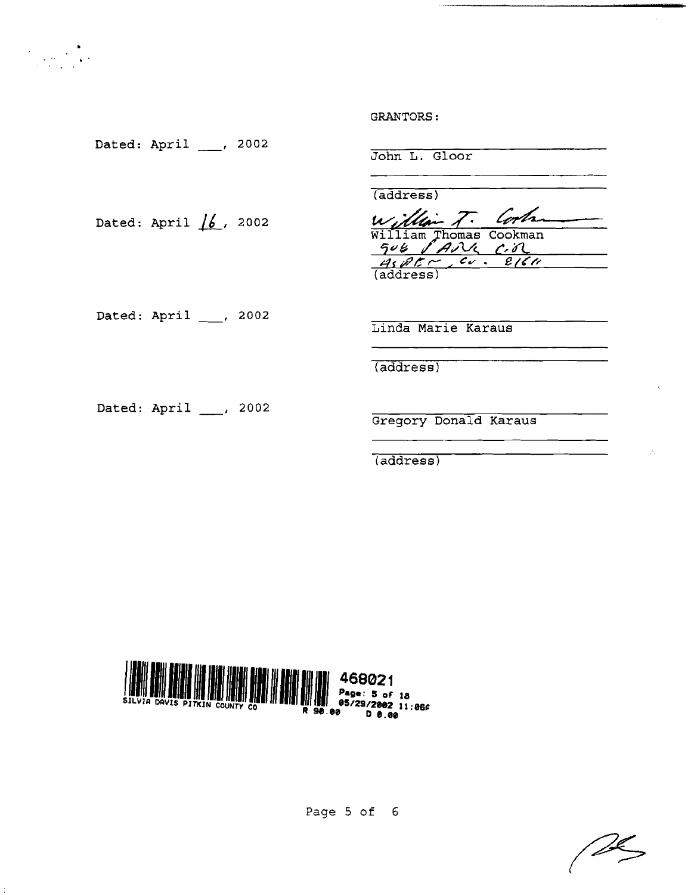GRANTORS:

Dated: April ___, 2002

John L. Gloor

(address)

Dated: April 16, 2002

William T. Cookman

William Thomas Cookman
506 Park Cir
Aspen, Co. 81611
(address)

Dated: April ___, 2002

Linda Marie Karaus

(address)

Dated: April ___, 2002

Gregory Donald Karaus

(address)

468021
SILVIA DAVIS PITKIN COUNTY CO
Page: 5 of 18
05/29/2002 11:06A
R 90.00 D 0.00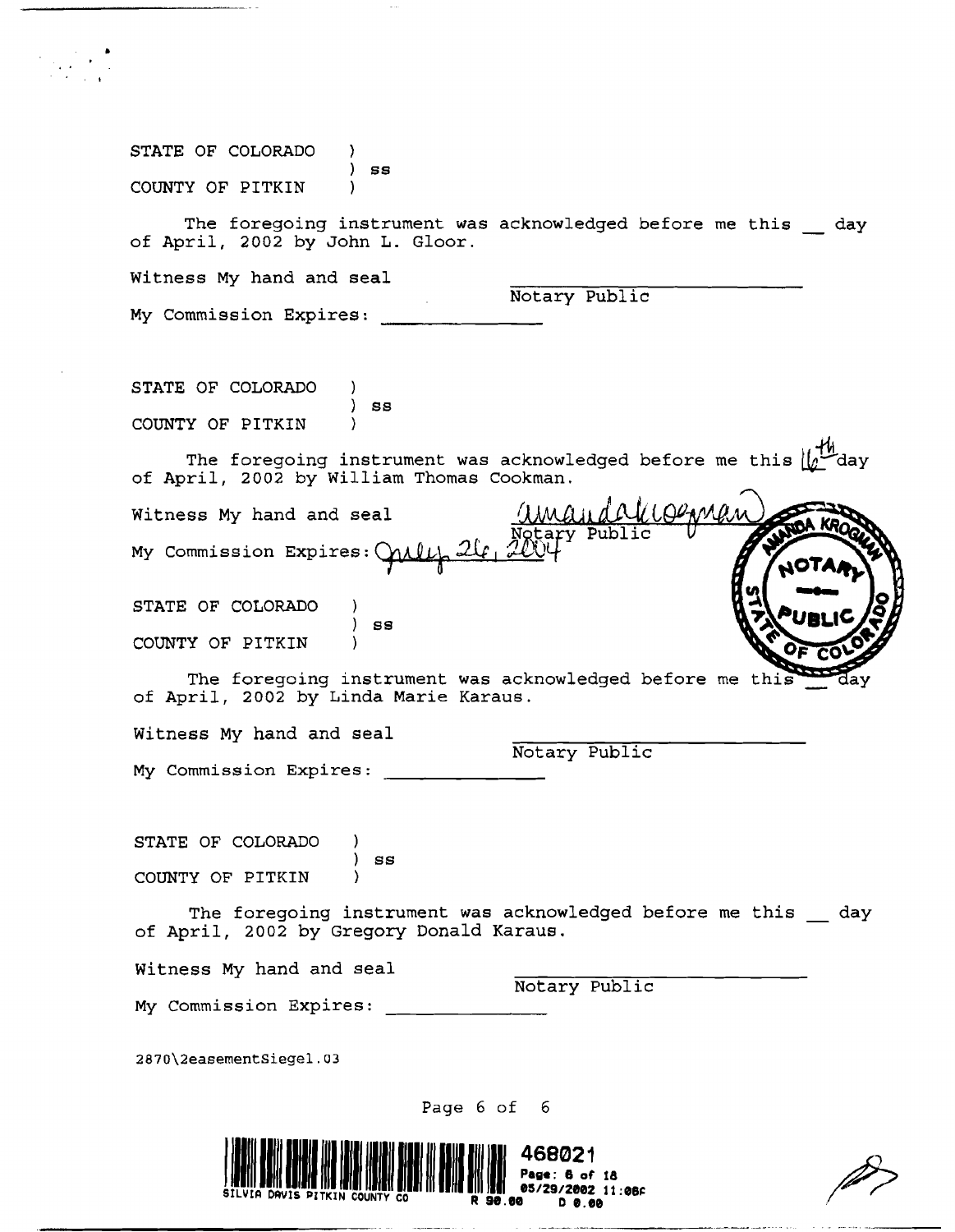STATE OF COLORADO )
) ss
COUNTY OF PITKIN )

The foregoing instrument was acknowledged before me this __ day of April, 2002 by John L. Gloor.

Witness My hand and seal

\_\_\_\_\_\_\_\_\_\_\_\_\_\_\_\_\_\_\_\_\_\_
Notary Public

My Commission Expires: \_\_\_\_\_\_\_\_\_\_\_\_\_\_

STATE OF COLORADO )
) ss
COUNTY OF PITKIN )

The foregoing instrument was acknowledged before me this 16th day of April, 2002 by William Thomas Cookman.

Witness My hand and seal

Amanda Krogman
Notary Public

My Commission Expires: July 26, 2004

AMANDA KROGMAN NOTARY PUBLIC STATE OF COLORADO

STATE OF COLORADO )
) ss
COUNTY OF PITKIN )

The foregoing instrument was acknowledged before me this __ day of April, 2002 by Linda Marie Karaus.

Witness My hand and seal

\_\_\_\_\_\_\_\_\_\_\_\_\_\_\_\_\_\_\_\_\_\_
Notary Public

My Commission Expires: \_\_\_\_\_\_\_\_\_\_\_\_\_\_

STATE OF COLORADO )
) ss
COUNTY OF PITKIN )

The foregoing instrument was acknowledged before me this __ day of April, 2002 by Gregory Donald Karaus.

Witness My hand and seal

\_\_\_\_\_\_\_\_\_\_\_\_\_\_\_\_\_\_\_\_\_\_
Notary Public

My Commission Expires: \_\_\_\_\_\_\_\_\_\_\_\_\_\_

2870\2easementSiegel.03

468021
Page: 6 of 18
05/29/2002 11:08A
SILVIA DAVIS PITKIN COUNTY CO R 90.00 D 0.00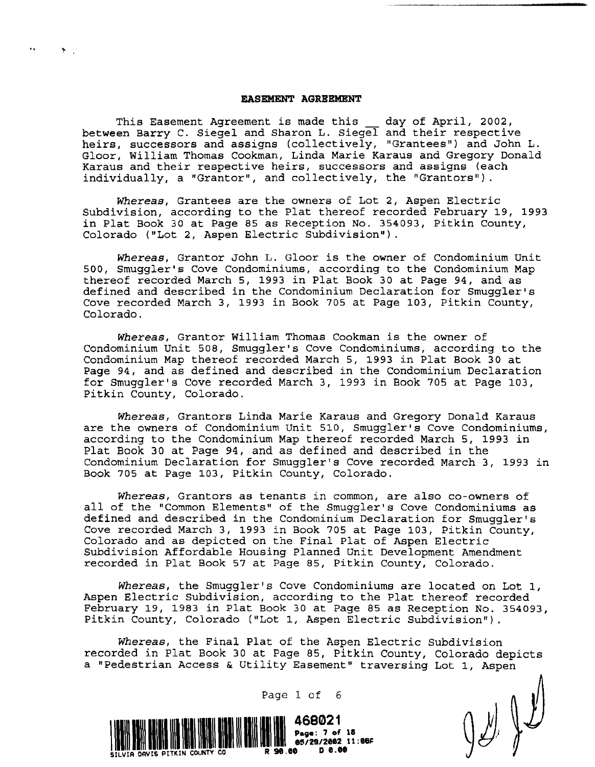**EASEMENT AGREEMENT**

This Easement Agreement is made this __ day of April, 2002, between Barry C. Siegel and Sharon L. Siegel and their respective heirs, successors and assigns (collectively, "Grantees") and John L. Gloor, William Thomas Cookman, Linda Marie Karaus and Gregory Donald Karaus and their respective heirs, successors and assigns (each individually, a "Grantor", and collectively, the "Grantors").

*Whereas*, Grantees are the owners of Lot 2, Aspen Electric Subdivision, according to the Plat thereof recorded February 19, 1993 in Plat Book 30 at Page 85 as Reception No. 354093, Pitkin County, Colorado ("Lot 2, Aspen Electric Subdivision").

*Whereas*, Grantor John L. Gloor is the owner of Condominium Unit 500, Smuggler's Cove Condominiums, according to the Condominium Map thereof recorded March 5, 1993 in Plat Book 30 at Page 94, and as defined and described in the Condominium Declaration for Smuggler's Cove recorded March 3, 1993 in Book 705 at Page 103, Pitkin County, Colorado.

*Whereas*, Grantor William Thomas Cookman is the owner of Condominium Unit 508, Smuggler's Cove Condominiums, according to the Condominium Map thereof recorded March 5, 1993 in Plat Book 30 at Page 94, and as defined and described in the Condominium Declaration for Smuggler's Cove recorded March 3, 1993 in Book 705 at Page 103, Pitkin County, Colorado.

*Whereas*, Grantors Linda Marie Karaus and Gregory Donald Karaus are the owners of Condominium Unit 510, Smuggler's Cove Condominiums, according to the Condominium Map thereof recorded March 5, 1993 in Plat Book 30 at Page 94, and as defined and described in the Condominium Declaration for Smuggler's Cove recorded March 3, 1993 in Book 705 at Page 103, Pitkin County, Colorado.

*Whereas*, Grantors as tenants in common, are also co-owners of all of the "Common Elements" of the Smuggler's Cove Condominiums as defined and described in the Condominium Declaration for Smuggler's Cove recorded March 3, 1993 in Book 705 at Page 103, Pitkin County, Colorado and as depicted on the Final Plat of Aspen Electric Subdivision Affordable Housing Planned Unit Development Amendment recorded in Plat Book 57 at Page 85, Pitkin County, Colorado.

*Whereas*, the Smuggler's Cove Condominiums are located on Lot 1, Aspen Electric Subdivision, according to the Plat thereof recorded February 19, 1983 in Plat Book 30 at Page 85 as Reception No. 354093, Pitkin County, Colorado ("Lot 1, Aspen Electric Subdivision").

*Whereas*, the Final Plat of the Aspen Electric Subdivision recorded in Plat Book 30 at Page 85, Pitkin County, Colorado depicts a "Pedestrian Access & Utility Easement" traversing Lot 1, Aspen

468021
Page: 7 of 18
05/29/2002 11:08P
SILVIA DAVIS PITKIN COUNTY CO R 90.00 D 0.00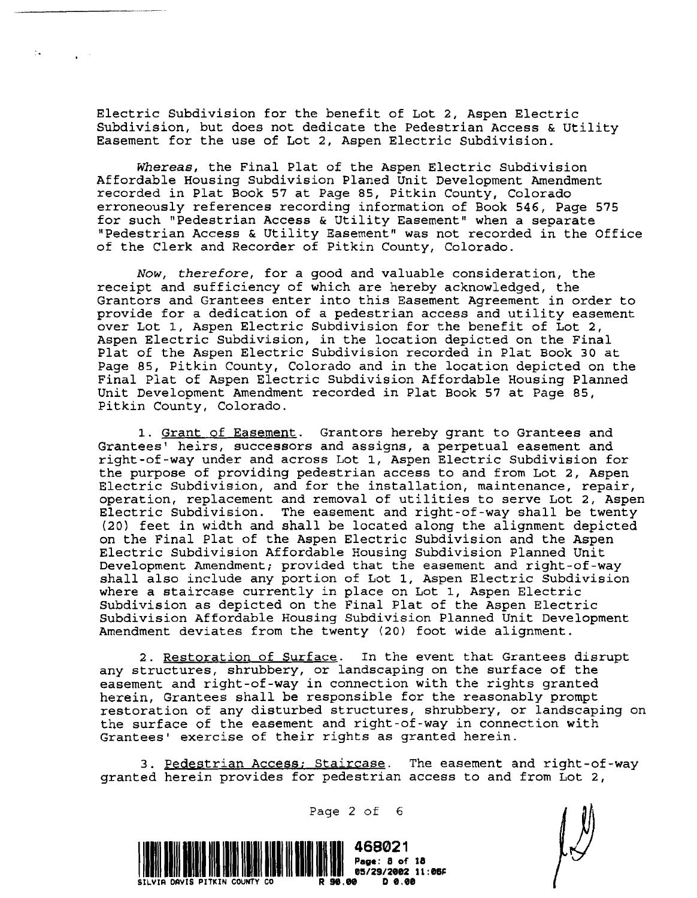Electric Subdivision for the benefit of Lot 2, Aspen Electric Subdivision, but does not dedicate the Pedestrian Access & Utility Easement for the use of Lot 2, Aspen Electric Subdivision.

*Whereas*, the Final Plat of the Aspen Electric Subdivision Affordable Housing Subdivision Planed Unit Development Amendment recorded in Plat Book 57 at Page 85, Pitkin County, Colorado erroneously references recording information of Book 546, Page 575 for such "Pedestrian Access & Utility Easement" when a separate "Pedestrian Access & Utility Easement" was not recorded in the Office of the Clerk and Recorder of Pitkin County, Colorado.

*Now, therefore*, for a good and valuable consideration, the receipt and sufficiency of which are hereby acknowledged, the Grantors and Grantees enter into this Easement Agreement in order to provide for a dedication of a pedestrian access and utility easement over Lot 1, Aspen Electric Subdivision for the benefit of Lot 2, Aspen Electric Subdivision, in the location depicted on the Final Plat of the Aspen Electric Subdivision recorded in Plat Book 30 at Page 85, Pitkin County, Colorado and in the location depicted on the Final Plat of Aspen Electric Subdivision Affordable Housing Planned Unit Development Amendment recorded in Plat Book 57 at Page 85, Pitkin County, Colorado.

1. Grant of Easement. Grantors hereby grant to Grantees and Grantees' heirs, successors and assigns, a perpetual easement and right-of-way under and across Lot 1, Aspen Electric Subdivision for the purpose of providing pedestrian access to and from Lot 2, Aspen Electric Subdivision, and for the installation, maintenance, repair, operation, replacement and removal of utilities to serve Lot 2, Aspen Electric Subdivision. The easement and right-of-way shall be twenty (20) feet in width and shall be located along the alignment depicted on the Final Plat of the Aspen Electric Subdivision and the Aspen Electric Subdivision Affordable Housing Subdivision Planned Unit Development Amendment; provided that the easement and right-of-way shall also include any portion of Lot 1, Aspen Electric Subdivision where a staircase currently in place on Lot 1, Aspen Electric Subdivision as depicted on the Final Plat of the Aspen Electric Subdivision Affordable Housing Subdivision Planned Unit Development Amendment deviates from the twenty (20) foot wide alignment.

2. Restoration of Surface. In the event that Grantees disrupt any structures, shrubbery, or landscaping on the surface of the easement and right-of-way in connection with the rights granted herein, Grantees shall be responsible for the reasonably prompt restoration of any disturbed structures, shrubbery, or landscaping on the surface of the easement and right-of-way in connection with Grantees' exercise of their rights as granted herein.

3. Pedestrian Access; Staircase. The easement and right-of-way granted herein provides for pedestrian access to and from Lot 2,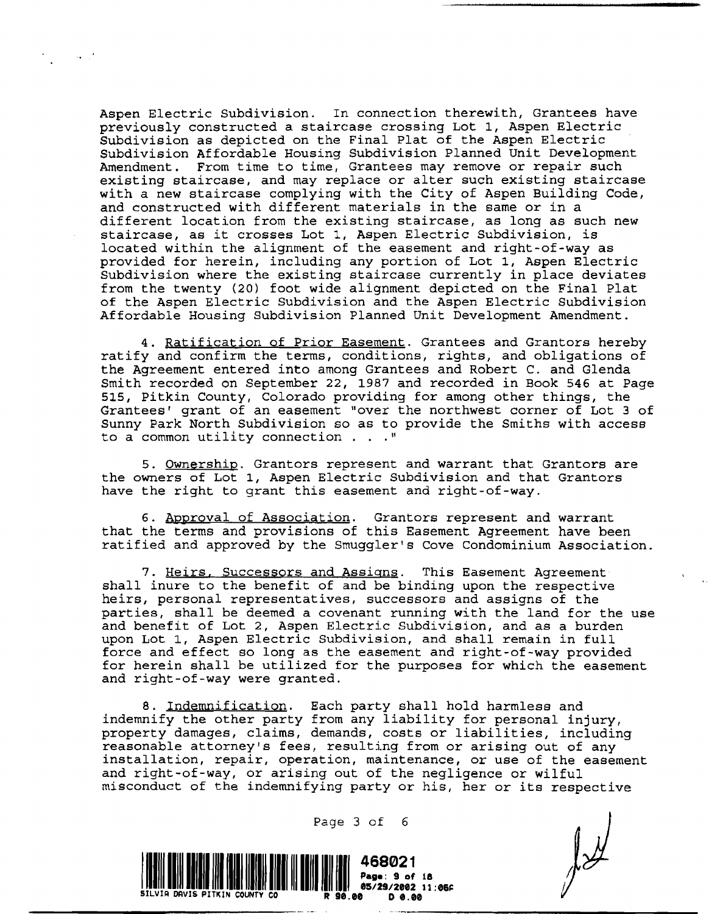Aspen Electric Subdivision. In connection therewith, Grantees have previously constructed a staircase crossing Lot 1, Aspen Electric Subdivision as depicted on the Final Plat of the Aspen Electric Subdivision Affordable Housing Subdivision Planned Unit Development Amendment. From time to time, Grantees may remove or repair such existing staircase, and may replace or alter such existing staircase with a new staircase complying with the City of Aspen Building Code, and constructed with different materials in the same or in a different location from the existing staircase, as long as such new staircase, as it crosses Lot 1, Aspen Electric Subdivision, is located within the alignment of the easement and right-of-way as provided for herein, including any portion of Lot 1, Aspen Electric Subdivision where the existing staircase currently in place deviates from the twenty (20) foot wide alignment depicted on the Final Plat of the Aspen Electric Subdivision and the Aspen Electric Subdivision Affordable Housing Subdivision Planned Unit Development Amendment.

4. Ratification of Prior Easement. Grantees and Grantors hereby ratify and confirm the terms, conditions, rights, and obligations of the Agreement entered into among Grantees and Robert C. and Glenda Smith recorded on September 22, 1987 and recorded in Book 546 at Page 515, Pitkin County, Colorado providing for among other things, the Grantees' grant of an easement "over the northwest corner of Lot 3 of Sunny Park North Subdivision so as to provide the Smiths with access to a common utility connection . . ."

5. Ownership. Grantors represent and warrant that Grantors are the owners of Lot 1, Aspen Electric Subdivision and that Grantors have the right to grant this easement and right-of-way.

6. Approval of Association. Grantors represent and warrant that the terms and provisions of this Easement Agreement have been ratified and approved by the Smuggler's Cove Condominium Association.

7. Heirs, Successors and Assigns. This Easement Agreement shall inure to the benefit of and be binding upon the respective heirs, personal representatives, successors and assigns of the parties, shall be deemed a covenant running with the land for the use and benefit of Lot 2, Aspen Electric Subdivision, and as a burden upon Lot 1, Aspen Electric Subdivision, and shall remain in full force and effect so long as the easement and right-of-way provided for herein shall be utilized for the purposes for which the easement and right-of-way were granted.

8. Indemnification. Each party shall hold harmless and indemnify the other party from any liability for personal injury, property damages, claims, demands, costs or liabilities, including reasonable attorney's fees, resulting from or arising out of any installation, repair, operation, maintenance, or use of the easement and right-of-way, or arising out of the negligence or wilful misconduct of the indemnifying party or his, her or its respective

468021 Page: 9 of 18 05/29/2002 11:06A
SILVIA DAVIS PITKIN COUNTY CO R 90.00 D 0.00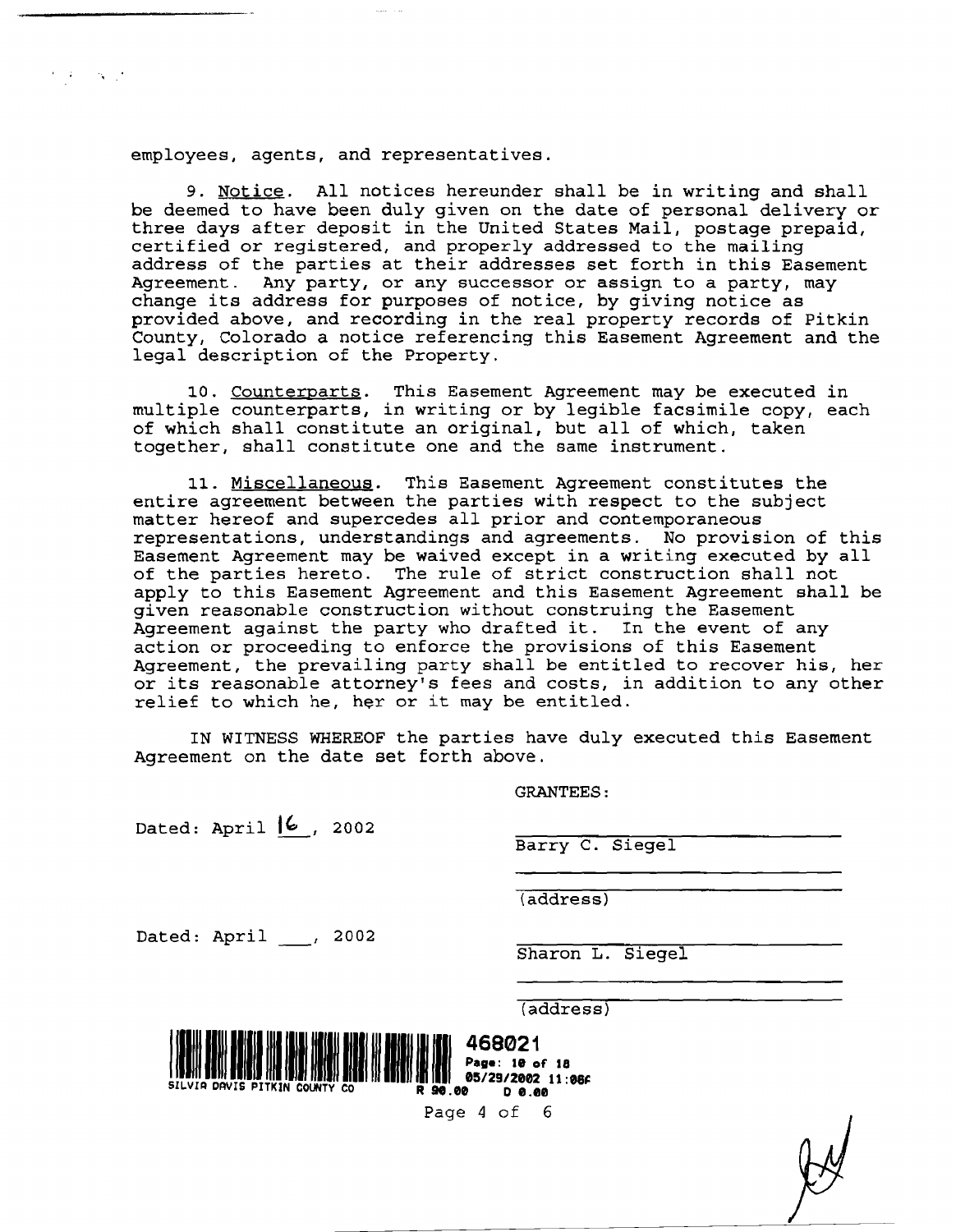employees, agents, and representatives.

9. Notice. All notices hereunder shall be in writing and shall be deemed to have been duly given on the date of personal delivery or three days after deposit in the United States Mail, postage prepaid, certified or registered, and properly addressed to the mailing address of the parties at their addresses set forth in this Easement Agreement. Any party, or any successor or assign to a party, may change its address for purposes of notice, by giving notice as provided above, and recording in the real property records of Pitkin County, Colorado a notice referencing this Easement Agreement and the legal description of the Property.

10. Counterparts. This Easement Agreement may be executed in multiple counterparts, in writing or by legible facsimile copy, each of which shall constitute an original, but all of which, taken together, shall constitute one and the same instrument.

11. Miscellaneous. This Easement Agreement constitutes the entire agreement between the parties with respect to the subject matter hereof and supercedes all prior and contemporaneous representations, understandings and agreements. No provision of this Easement Agreement may be waived except in a writing executed by all of the parties hereto. The rule of strict construction shall not apply to this Easement Agreement and this Easement Agreement shall be given reasonable construction without construing the Easement Agreement against the party who drafted it. In the event of any action or proceeding to enforce the provisions of this Easement Agreement, the prevailing party shall be entitled to recover his, her or its reasonable attorney's fees and costs, in addition to any other relief to which he, her or it may be entitled.

IN WITNESS WHEREOF the parties have duly executed this Easement Agreement on the date set forth above.

GRANTEES:

Dated: April 16, 2002

______________________
Barry C. Siegel

______________________
(address)

Dated: April ___, 2002

______________________
Sharon L. Siegel

______________________
(address)

468021
Page: 10 of 18
05/29/2002 11:06A
SILVIA DAVIS PITKIN COUNTY CO R 90.00 D 0.00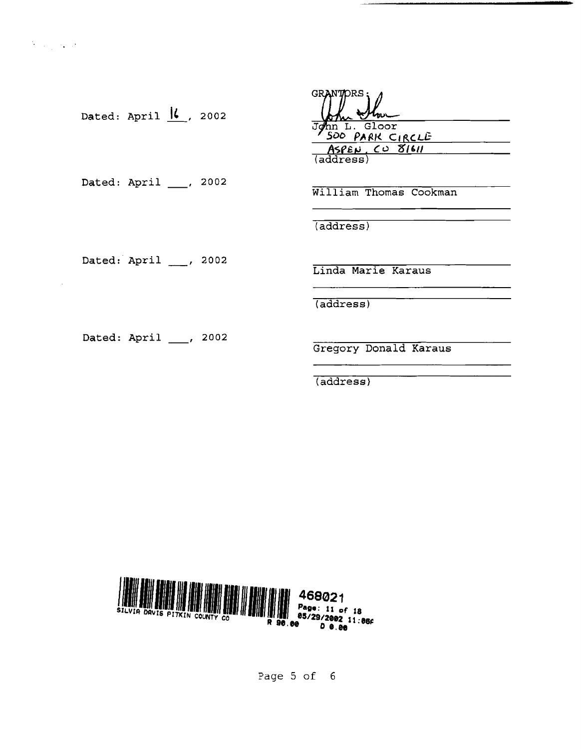| | GRANTORS: |
| --- | --- |
| Dated: April 16, 2002 | John L. Gloor<br>500 PARK CIRCLE<br>ASPEN, CO 81611<br>(address) |
| Dated: April ___, 2002 | William Thomas Cookman<br>(address) |
| Dated: April ___, 2002 | Linda Marie Karaus<br>(address) |
| Dated: April ___, 2002 | Gregory Donald Karaus<br>(address) |

SILVIA DAVIS PITKIN COUNTY CO 468021 Page: 11 of 18 05/29/2002 11:06A R 90.00 D 0.00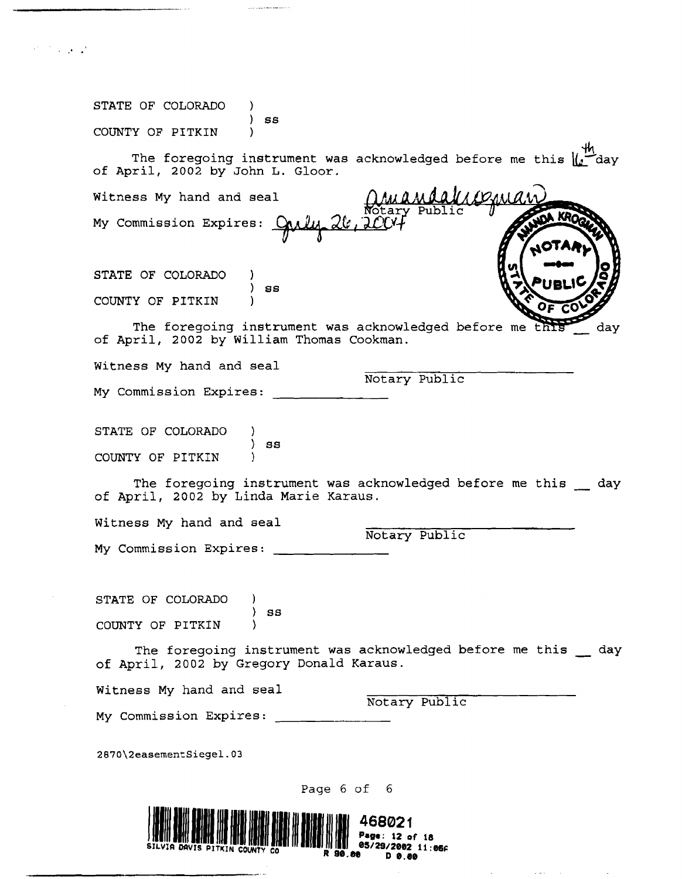STATE OF COLORADO )
) ss
COUNTY OF PITKIN )

The foregoing instrument was acknowledged before me this 16th day of April, 2002 by John L. Gloor.

Witness My hand and seal

Amanda Krogman
Notary Public

My Commission Expires: July 26, 2004

AMANDA KROGMAN NOTARY PUBLIC STATE OF COLORADO

STATE OF COLORADO )
) ss
COUNTY OF PITKIN )

The foregoing instrument was acknowledged before me this __ day of April, 2002 by William Thomas Cookman.

Witness My hand and seal

Notary Public

My Commission Expires: ____________

STATE OF COLORADO )
) ss
COUNTY OF PITKIN )

The foregoing instrument was acknowledged before me this __ day of April, 2002 by Linda Marie Karaus.

Witness My hand and seal

Notary Public

My Commission Expires: ____________

STATE OF COLORADO )
) ss
COUNTY OF PITKIN )

The foregoing instrument was acknowledged before me this __ day of April, 2002 by Gregory Donald Karaus.

Witness My hand and seal

Notary Public

My Commission Expires: ____________

2870\2easementSiegel.03

468021
SILVIA DAVIS PITKIN COUNTY CO
Page: 12 of 18
05/29/2002 11:06A
R 90.00 D 0.00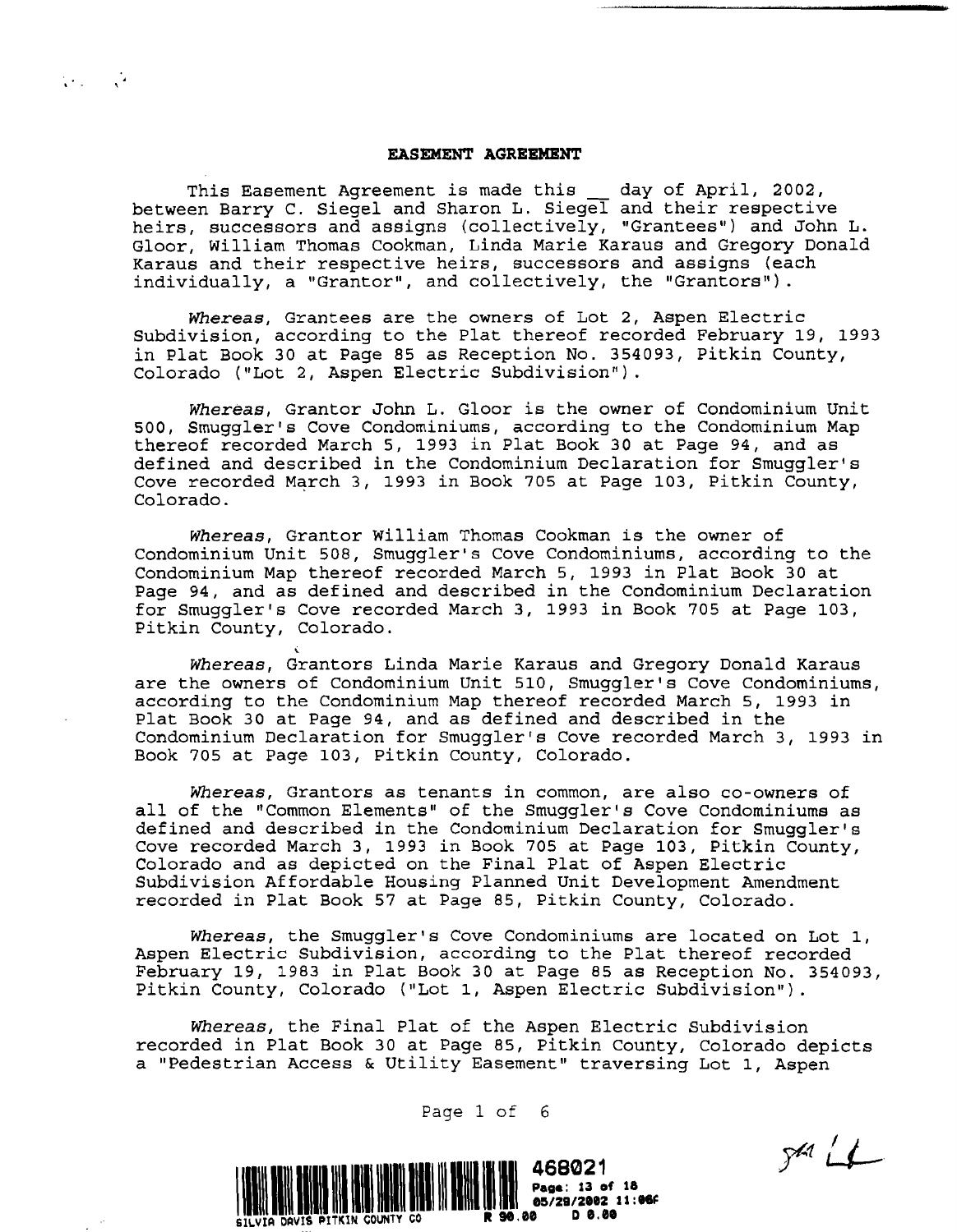**EASEMENT AGREEMENT**

This Easement Agreement is made this __ day of April, 2002, between Barry C. Siegel and Sharon L. Siegel and their respective heirs, successors and assigns (collectively, "Grantees") and John L. Gloor, William Thomas Cookman, Linda Marie Karaus and Gregory Donald Karaus and their respective heirs, successors and assigns (each individually, a "Grantor", and collectively, the "Grantors").

*Whereas*, Grantees are the owners of Lot 2, Aspen Electric Subdivision, according to the Plat thereof recorded February 19, 1993 in Plat Book 30 at Page 85 as Reception No. 354093, Pitkin County, Colorado ("Lot 2, Aspen Electric Subdivision").

*Whereas*, Grantor John L. Gloor is the owner of Condominium Unit 500, Smuggler's Cove Condominiums, according to the Condominium Map thereof recorded March 5, 1993 in Plat Book 30 at Page 94, and as defined and described in the Condominium Declaration for Smuggler's Cove recorded March 3, 1993 in Book 705 at Page 103, Pitkin County, Colorado.

*Whereas*, Grantor William Thomas Cookman is the owner of Condominium Unit 508, Smuggler's Cove Condominiums, according to the Condominium Map thereof recorded March 5, 1993 in Plat Book 30 at Page 94, and as defined and described in the Condominium Declaration for Smuggler's Cove recorded March 3, 1993 in Book 705 at Page 103, Pitkin County, Colorado.

*Whereas*, Grantors Linda Marie Karaus and Gregory Donald Karaus are the owners of Condominium Unit 510, Smuggler's Cove Condominiums, according to the Condominium Map thereof recorded March 5, 1993 in Plat Book 30 at Page 94, and as defined and described in the Condominium Declaration for Smuggler's Cove recorded March 3, 1993 in Book 705 at Page 103, Pitkin County, Colorado.

*Whereas*, Grantors as tenants in common, are also co-owners of all of the "Common Elements" of the Smuggler's Cove Condominiums as defined and described in the Condominium Declaration for Smuggler's Cove recorded March 3, 1993 in Book 705 at Page 103, Pitkin County, Colorado and as depicted on the Final Plat of Aspen Electric Subdivision Affordable Housing Planned Unit Development Amendment recorded in Plat Book 57 at Page 85, Pitkin County, Colorado.

*Whereas*, the Smuggler's Cove Condominiums are located on Lot 1, Aspen Electric Subdivision, according to the Plat thereof recorded February 19, 1983 in Plat Book 30 at Page 85 as Reception No. 354093, Pitkin County, Colorado ("Lot 1, Aspen Electric Subdivision").

*Whereas*, the Final Plat of the Aspen Electric Subdivision recorded in Plat Book 30 at Page 85, Pitkin County, Colorado depicts a "Pedestrian Access & Utility Easement" traversing Lot 1, Aspen

468021
Page: 13 of 18
05/29/2002 11:06A
SILVIA DAVIS PITKIN COUNTY CO R 90.00 D 0.00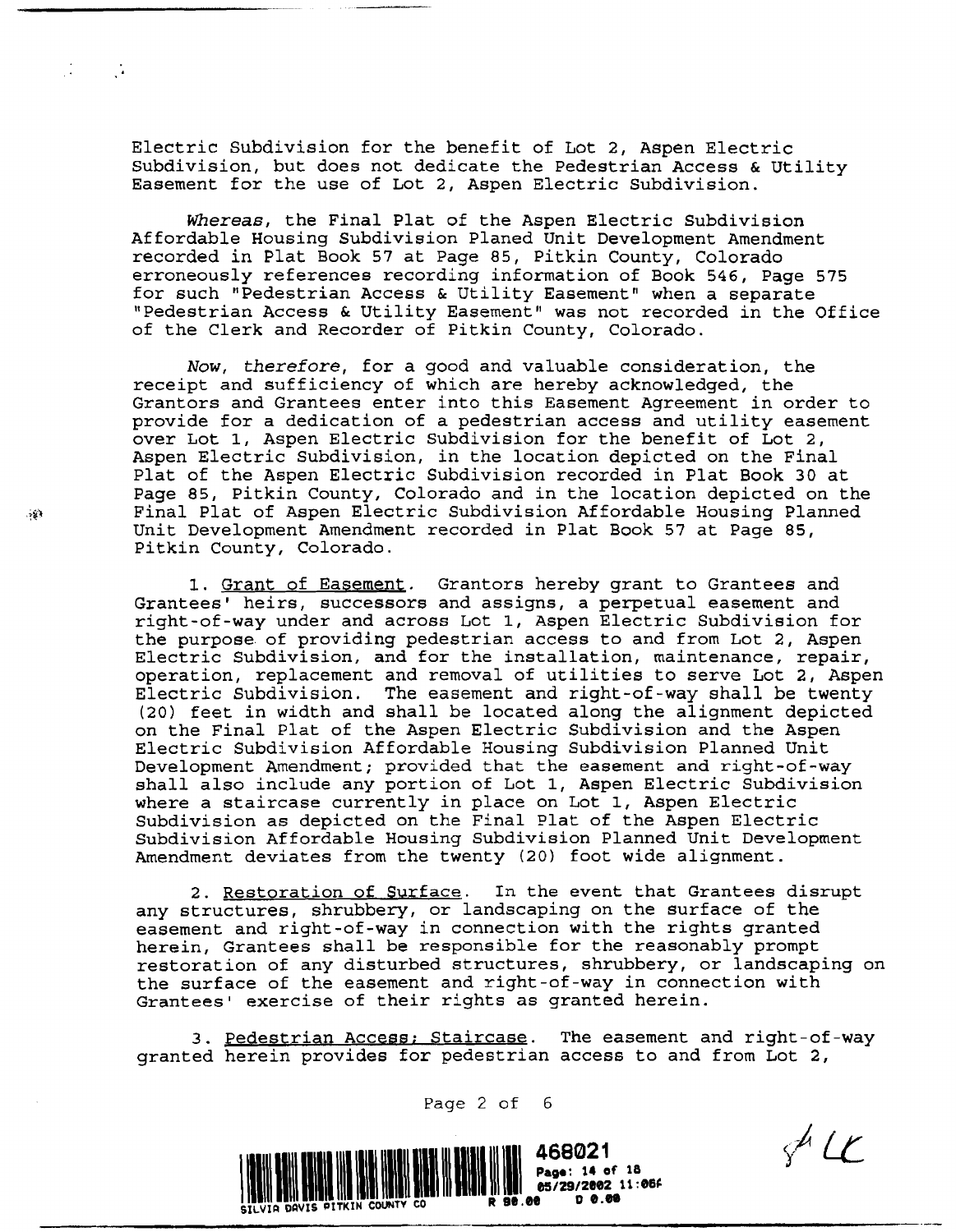Electric Subdivision for the benefit of Lot 2, Aspen Electric Subdivision, but does not dedicate the Pedestrian Access & Utility Easement for the use of Lot 2, Aspen Electric Subdivision.

*Whereas*, the Final Plat of the Aspen Electric Subdivision Affordable Housing Subdivision Planed Unit Development Amendment recorded in Plat Book 57 at Page 85, Pitkin County, Colorado erroneously references recording information of Book 546, Page 575 for such "Pedestrian Access & Utility Easement" when a separate "Pedestrian Access & Utility Easement" was not recorded in the Office of the Clerk and Recorder of Pitkin County, Colorado.

*Now, therefore*, for a good and valuable consideration, the receipt and sufficiency of which are hereby acknowledged, the Grantors and Grantees enter into this Easement Agreement in order to provide for a dedication of a pedestrian access and utility easement over Lot 1, Aspen Electric Subdivision for the benefit of Lot 2, Aspen Electric Subdivision, in the location depicted on the Final Plat of the Aspen Electric Subdivision recorded in Plat Book 30 at Page 85, Pitkin County, Colorado and in the location depicted on the Final Plat of Aspen Electric Subdivision Affordable Housing Planned Unit Development Amendment recorded in Plat Book 57 at Page 85, Pitkin County, Colorado.

1. Grant of Easement. Grantors hereby grant to Grantees and Grantees' heirs, successors and assigns, a perpetual easement and right-of-way under and across Lot 1, Aspen Electric Subdivision for the purpose of providing pedestrian access to and from Lot 2, Aspen Electric Subdivision, and for the installation, maintenance, repair, operation, replacement and removal of utilities to serve Lot 2, Aspen Electric Subdivision. The easement and right-of-way shall be twenty (20) feet in width and shall be located along the alignment depicted on the Final Plat of the Aspen Electric Subdivision and the Aspen Electric Subdivision Affordable Housing Subdivision Planned Unit Development Amendment; provided that the easement and right-of-way shall also include any portion of Lot 1, Aspen Electric Subdivision where a staircase currently in place on Lot 1, Aspen Electric Subdivision as depicted on the Final Plat of the Aspen Electric Subdivision Affordable Housing Subdivision Planned Unit Development Amendment deviates from the twenty (20) foot wide alignment.

2. Restoration of Surface. In the event that Grantees disrupt any structures, shrubbery, or landscaping on the surface of the easement and right-of-way in connection with the rights granted herein, Grantees shall be responsible for the reasonably prompt restoration of any disturbed structures, shrubbery, or landscaping on the surface of the easement and right-of-way in connection with Grantees' exercise of their rights as granted herein.

3. Pedestrian Access; Staircase. The easement and right-of-way granted herein provides for pedestrian access to and from Lot 2,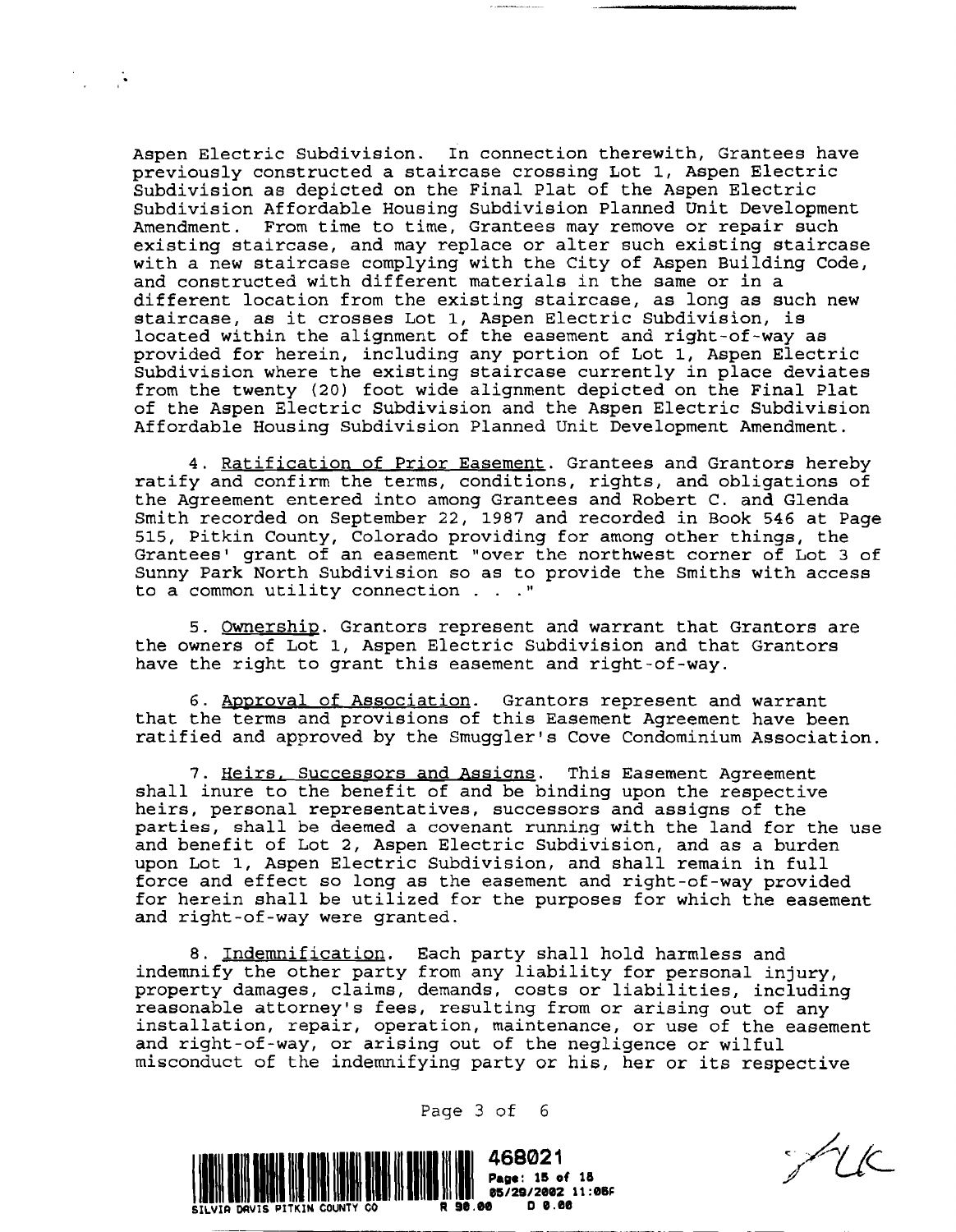Aspen Electric Subdivision. In connection therewith, Grantees have previously constructed a staircase crossing Lot 1, Aspen Electric Subdivision as depicted on the Final Plat of the Aspen Electric Subdivision Affordable Housing Subdivision Planned Unit Development Amendment. From time to time, Grantees may remove or repair such existing staircase, and may replace or alter such existing staircase with a new staircase complying with the City of Aspen Building Code, and constructed with different materials in the same or in a different location from the existing staircase, as long as such new staircase, as it crosses Lot 1, Aspen Electric Subdivision, is located within the alignment of the easement and right-of-way as provided for herein, including any portion of Lot 1, Aspen Electric Subdivision where the existing staircase currently in place deviates from the twenty (20) foot wide alignment depicted on the Final Plat of the Aspen Electric Subdivision and the Aspen Electric Subdivision Affordable Housing Subdivision Planned Unit Development Amendment.

4. <u>Ratification of Prior Easement</u>. Grantees and Grantors hereby ratify and confirm the terms, conditions, rights, and obligations of the Agreement entered into among Grantees and Robert C. and Glenda Smith recorded on September 22, 1987 and recorded in Book 546 at Page 515, Pitkin County, Colorado providing for among other things, the Grantees' grant of an easement "over the northwest corner of Lot 3 of Sunny Park North Subdivision so as to provide the Smiths with access to a common utility connection . . ."

5. <u>Ownership</u>. Grantors represent and warrant that Grantors are the owners of Lot 1, Aspen Electric Subdivision and that Grantors have the right to grant this easement and right-of-way.

6. <u>Approval of Association</u>. Grantors represent and warrant that the terms and provisions of this Easement Agreement have been ratified and approved by the Smuggler's Cove Condominium Association.

7. <u>Heirs, Successors and Assigns</u>. This Easement Agreement shall inure to the benefit of and be binding upon the respective heirs, personal representatives, successors and assigns of the parties, shall be deemed a covenant running with the land for the use and benefit of Lot 2, Aspen Electric Subdivision, and as a burden upon Lot 1, Aspen Electric Subdivision, and shall remain in full force and effect so long as the easement and right-of-way provided for herein shall be utilized for the purposes for which the easement and right-of-way were granted.

8. <u>Indemnification</u>. Each party shall hold harmless and indemnify the other party from any liability for personal injury, property damages, claims, demands, costs or liabilities, including reasonable attorney's fees, resulting from or arising out of any installation, repair, operation, maintenance, or use of the easement and right-of-way, or arising out of the negligence or wilful misconduct of the indemnifying party or his, her or its respective

468021
Page: 15 of 18
05/29/2002 11:06P
SILVIA DAVIS PITKIN COUNTY CO R 90.00 D 0.00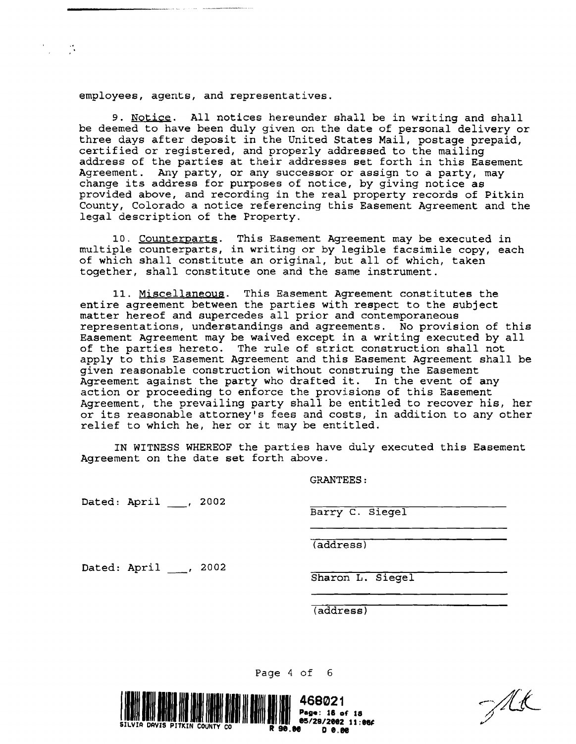employees, agents, and representatives.

9. Notice. All notices hereunder shall be in writing and shall be deemed to have been duly given on the date of personal delivery or three days after deposit in the United States Mail, postage prepaid, certified or registered, and properly addressed to the mailing address of the parties at their addresses set forth in this Easement Agreement. Any party, or any successor or assign to a party, may change its address for purposes of notice, by giving notice as provided above, and recording in the real property records of Pitkin County, Colorado a notice referencing this Easement Agreement and the legal description of the Property.

10. Counterparts. This Easement Agreement may be executed in multiple counterparts, in writing or by legible facsimile copy, each of which shall constitute an original, but all of which, taken together, shall constitute one and the same instrument.

11. Miscellaneous. This Easement Agreement constitutes the entire agreement between the parties with respect to the subject matter hereof and supercedes all prior and contemporaneous representations, understandings and agreements. No provision of this Easement Agreement may be waived except in a writing executed by all of the parties hereto. The rule of strict construction shall not apply to this Easement Agreement and this Easement Agreement shall be given reasonable construction without construing the Easement Agreement against the party who drafted it. In the event of any action or proceeding to enforce the provisions of this Easement Agreement, the prevailing party shall be entitled to recover his, her or its reasonable attorney's fees and costs, in addition to any other relief to which he, her or it may be entitled.

IN WITNESS WHEREOF the parties have duly executed this Easement Agreement on the date set forth above.

GRANTEES:

Dated: April ___, 2002

_____________________________
Barry C. Siegel

_____________________________
(address)

Dated: April ___, 2002

_____________________________
Sharon L. Siegel

_____________________________
(address)

SILVIA DAVIS PITKIN COUNTY CO R 90.00 D 0.00
468021
Page: 16 of 18
05/29/2002 11:06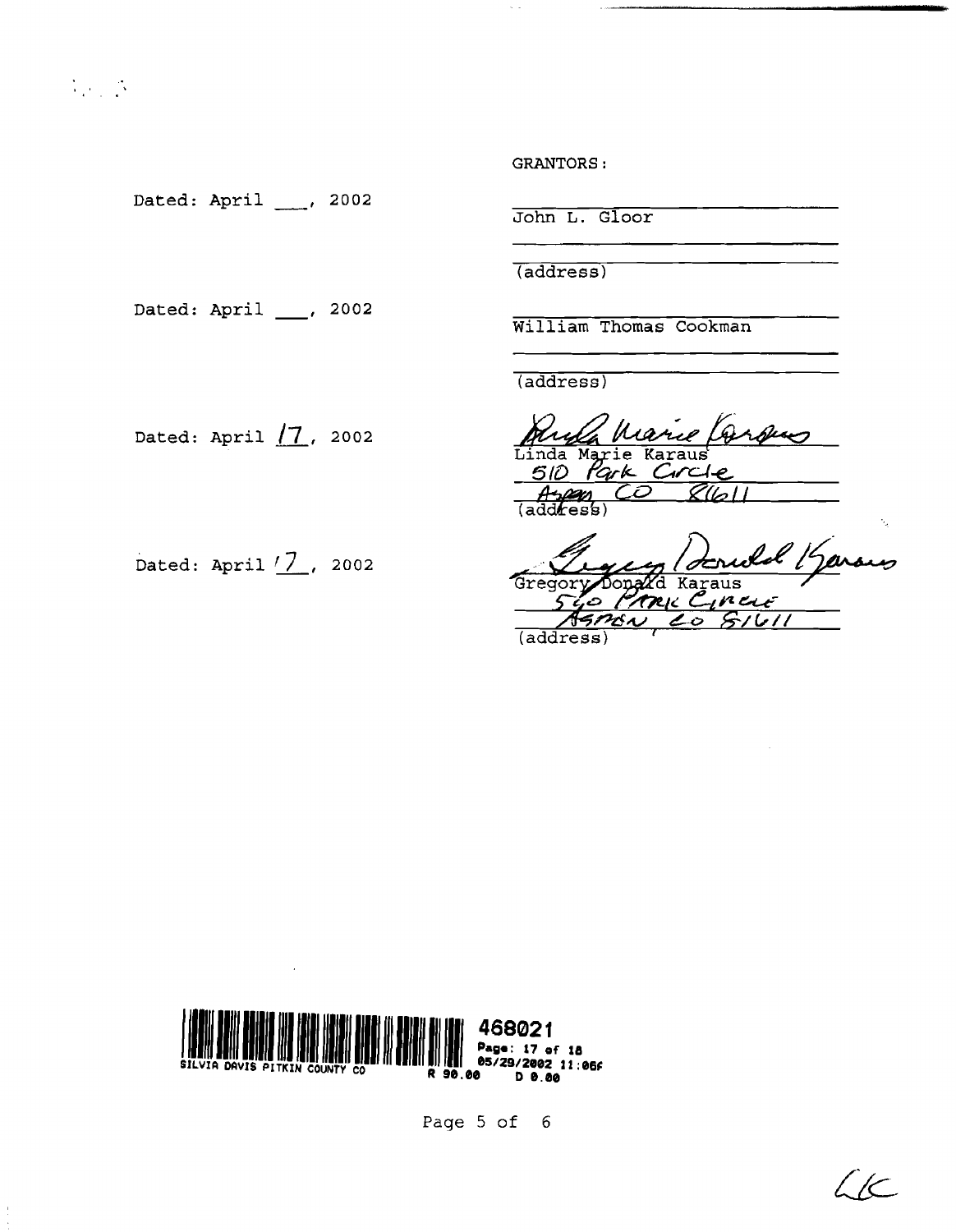GRANTORS:

Dated: April ___, 2002

John L. Gloor

(address)

Dated: April ___, 2002

William Thomas Cookman

(address)

Dated: April 17, 2002

Linda Marie Karaus
510 Park Circle
Aspen CO 81611
(address)

Dated: April 17, 2002

Gregory Donald Karaus
510 Park Circle
Aspen, CO 81611
(address)

468021
Page: 17 of 18
05/29/2002 11:06A
SILVIA DAVIS PITKIN COUNTY CO
R 90.00 D 0.00

LK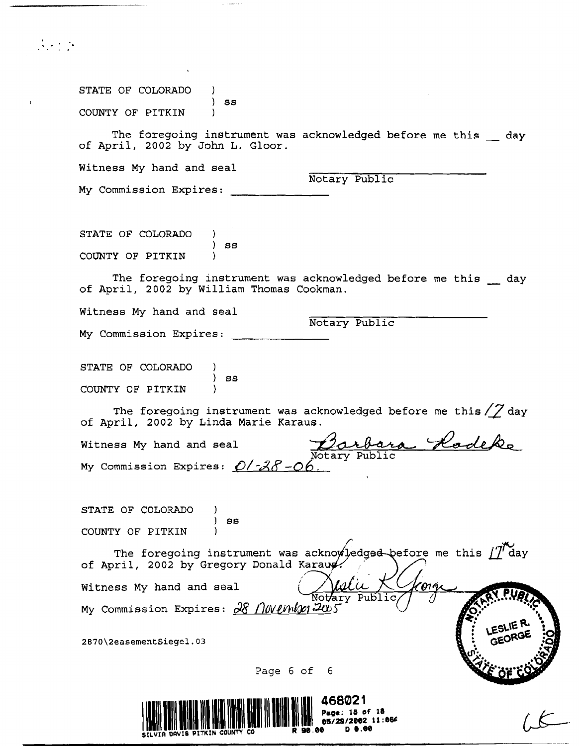STATE OF COLORADO )
) ss
COUNTY OF PITKIN )

The foregoing instrument was acknowledged before me this __ day of April, 2002 by John L. Gloor.

Witness My hand and seal

_________________________
Notary Public

My Commission Expires: ______________

STATE OF COLORADO )
) ss
COUNTY OF PITKIN )

The foregoing instrument was acknowledged before me this __ day of April, 2002 by William Thomas Cookman.

Witness My hand and seal

_________________________
Notary Public

My Commission Expires: ______________

STATE OF COLORADO )
) ss
COUNTY OF PITKIN )

The foregoing instrument was acknowledged before me this 17 day of April, 2002 by Linda Marie Karaus.

Witness My hand and seal

Barbara Rodeke
Notary Public

My Commission Expires: 01-28-06.

STATE OF COLORADO )
) ss
COUNTY OF PITKIN )

The foregoing instrument was acknowledged before me this 17th day of April, 2002 by Gregory Donald Karaus.

Witness My hand and seal

Leslie R. George
Notary Public

My Commission Expires: 28 November 2005

NOTARY PUBLIC LESLIE R. GEORGE STATE OF COLORADO

2870\2easementSiegel.03

468021
Page: 18 of 18
05/29/2002 11:06A
SILVIA DAVIS PITKIN COUNTY CO R 90.00 D 0.00

LK